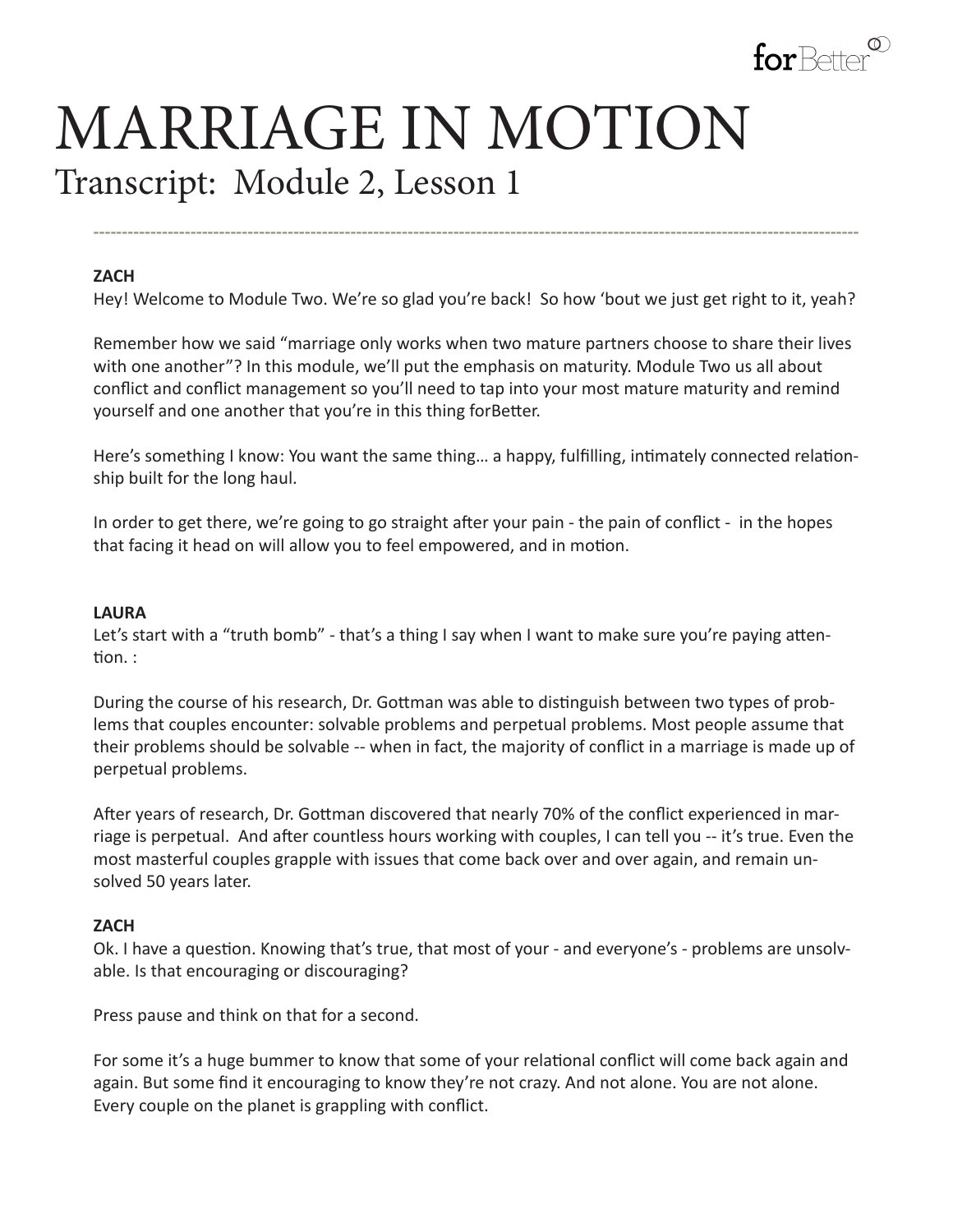# MARRIAGE IN MOTION

## Transcript: Module 2, Lesson 1

---

**ZACH**

Hey! Welcome to Module Two. We're so glad you're back! So how 'bout we just get right to it, yeah?

Remember how we said "marriage only works when two mature partners choose to share their lives with one another"? In this module, we'll put the emphasis on maturity. Module Two us all about conflict and conflict management so you'll need to tap into your most mature maturity and remind yourself and one another that you're in this thing forBetter.

Here's something I know: You want the same thing… a happy, fulfilling, intimately connected relationship built for the long haul.

In order to get there, we're going to go straight after your pain - the pain of conflict - in the hopes that facing it head on will allow you to feel empowered, and in motion.

**LAURA**

Let's start with a "truth bomb" - that's a thing I say when I want to make sure you're paying attention. :

During the course of his research, Dr. Gottman was able to distinguish between two types of problems that couples encounter: solvable problems and perpetual problems. Most people assume that their problems should be solvable -- when in fact, the majority of conflict in a marriage is made up of perpetual problems.

After years of research, Dr. Gottman discovered that nearly 70% of the conflict experienced in marriage is perpetual. And after countless hours working with couples, I can tell you -- it's true. Even the most masterful couples grapple with issues that come back over and over again, and remain unsolved 50 years later.

**ZACH**

Ok. I have a question. Knowing that's true, that most of your - and everyone's - problems are unsolvable. Is that encouraging or discouraging?

Press pause and think on that for a second.

For some it's a huge bummer to know that some of your relational conflict will come back again and again. But some find it encouraging to know they're not crazy. And not alone. You are not alone. Every couple on the planet is grappling with conflict.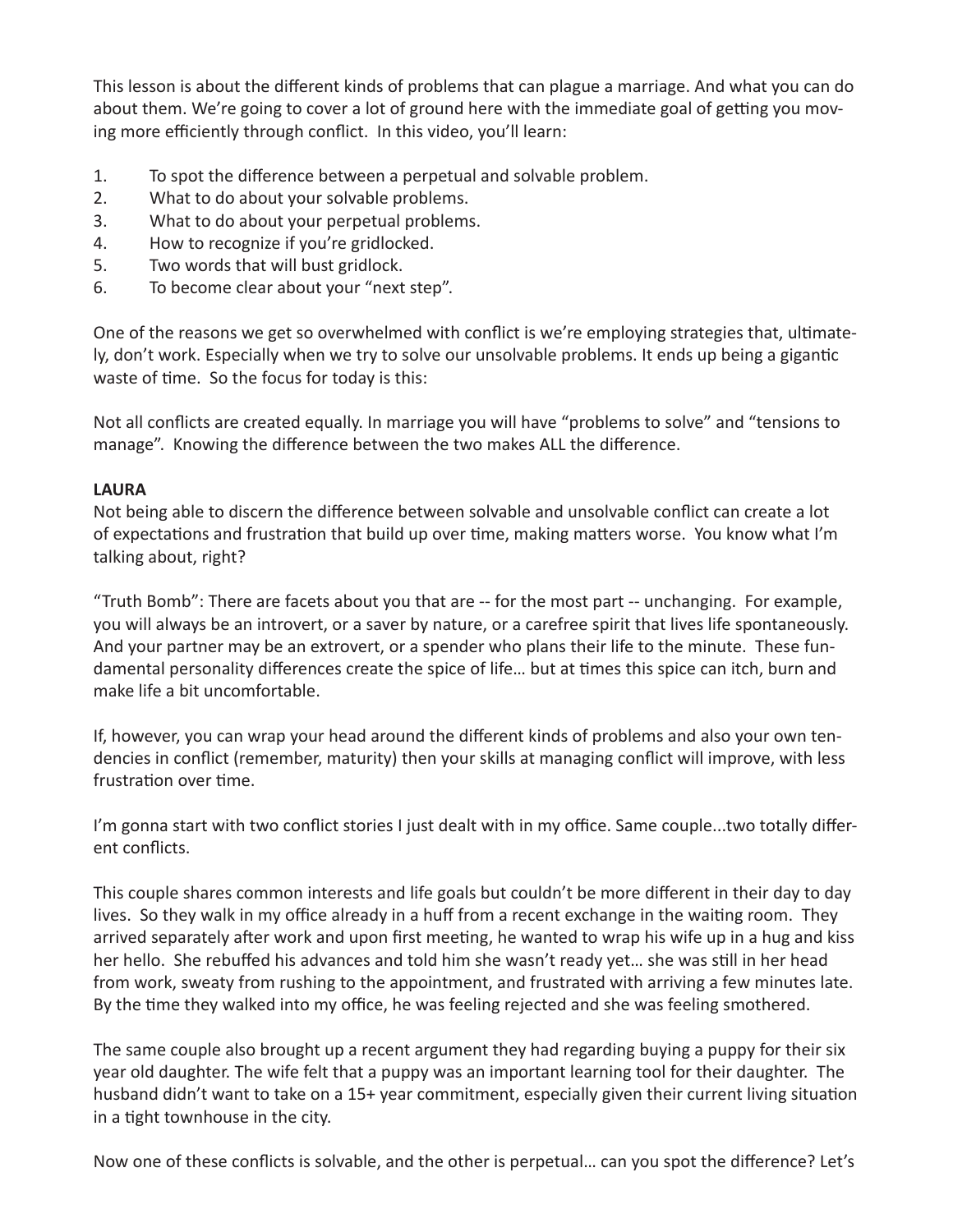This lesson is about the different kinds of problems that can plague a marriage. And what you can do about them. We're going to cover a lot of ground here with the immediate goal of getting you moving more efficiently through conflict. In this video, you'll learn:

1. To spot the difference between a perpetual and solvable problem.
2. What to do about your solvable problems.
3. What to do about your perpetual problems.
4. How to recognize if you're gridlocked.
5. Two words that will bust gridlock.
6. To become clear about your "next step".

One of the reasons we get so overwhelmed with conflict is we're employing strategies that, ultimately, don't work. Especially when we try to solve our unsolvable problems. It ends up being a gigantic waste of time. So the focus for today is this:

Not all conflicts are created equally. In marriage you will have "problems to solve" and "tensions to manage". Knowing the difference between the two makes ALL the difference.

**LAURA**

Not being able to discern the difference between solvable and unsolvable conflict can create a lot of expectations and frustration that build up over time, making matters worse. You know what I'm talking about, right?

"Truth Bomb": There are facets about you that are -- for the most part -- unchanging. For example, you will always be an introvert, or a saver by nature, or a carefree spirit that lives life spontaneously. And your partner may be an extrovert, or a spender who plans their life to the minute. These fundamental personality differences create the spice of life… but at times this spice can itch, burn and make life a bit uncomfortable.

If, however, you can wrap your head around the different kinds of problems and also your own tendencies in conflict (remember, maturity) then your skills at managing conflict will improve, with less frustration over time.

I'm gonna start with two conflict stories I just dealt with in my office. Same couple...two totally different conflicts.

This couple shares common interests and life goals but couldn't be more different in their day to day lives. So they walk in my office already in a huff from a recent exchange in the waiting room. They arrived separately after work and upon first meeting, he wanted to wrap his wife up in a hug and kiss her hello. She rebuffed his advances and told him she wasn't ready yet… she was still in her head from work, sweaty from rushing to the appointment, and frustrated with arriving a few minutes late. By the time they walked into my office, he was feeling rejected and she was feeling smothered.

The same couple also brought up a recent argument they had regarding buying a puppy for their six year old daughter. The wife felt that a puppy was an important learning tool for their daughter. The husband didn't want to take on a 15+ year commitment, especially given their current living situation in a tight townhouse in the city.

Now one of these conflicts is solvable, and the other is perpetual… can you spot the difference? Let's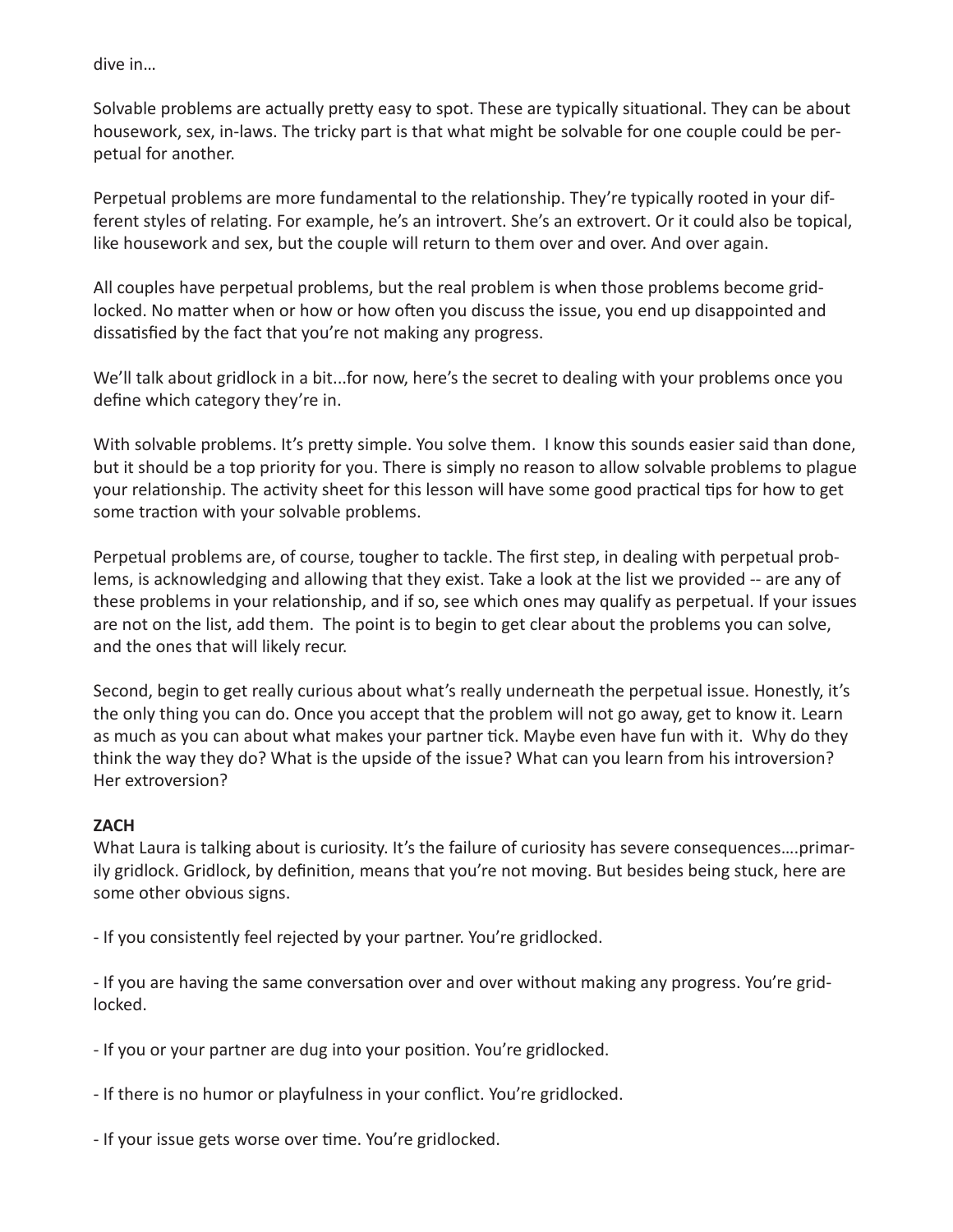dive in…

Solvable problems are actually pretty easy to spot. These are typically situational. They can be about housework, sex, in-laws. The tricky part is that what might be solvable for one couple could be perpetual for another.

Perpetual problems are more fundamental to the relationship. They're typically rooted in your different styles of relating. For example, he's an introvert. She's an extrovert. Or it could also be topical, like housework and sex, but the couple will return to them over and over. And over again.

All couples have perpetual problems, but the real problem is when those problems become gridlocked. No matter when or how or how often you discuss the issue, you end up disappointed and dissatisfied by the fact that you're not making any progress.

We'll talk about gridlock in a bit...for now, here's the secret to dealing with your problems once you define which category they're in.

With solvable problems. It's pretty simple. You solve them. I know this sounds easier said than done, but it should be a top priority for you. There is simply no reason to allow solvable problems to plague your relationship. The activity sheet for this lesson will have some good practical tips for how to get some traction with your solvable problems.

Perpetual problems are, of course, tougher to tackle. The first step, in dealing with perpetual problems, is acknowledging and allowing that they exist. Take a look at the list we provided -- are any of these problems in your relationship, and if so, see which ones may qualify as perpetual. If your issues are not on the list, add them. The point is to begin to get clear about the problems you can solve, and the ones that will likely recur.

Second, begin to get really curious about what's really underneath the perpetual issue. Honestly, it's the only thing you can do. Once you accept that the problem will not go away, get to know it. Learn as much as you can about what makes your partner tick. Maybe even have fun with it. Why do they think the way they do? What is the upside of the issue? What can you learn from his introversion? Her extroversion?

**ZACH**
What Laura is talking about is curiosity. It's the failure of curiosity has severe consequences….primarily gridlock. Gridlock, by definition, means that you're not moving. But besides being stuck, here are some other obvious signs.

- If you consistently feel rejected by your partner. You're gridlocked.

- If you are having the same conversation over and over without making any progress. You're gridlocked.

- If you or your partner are dug into your position. You're gridlocked.

- If there is no humor or playfulness in your conflict. You're gridlocked.

- If your issue gets worse over time. You're gridlocked.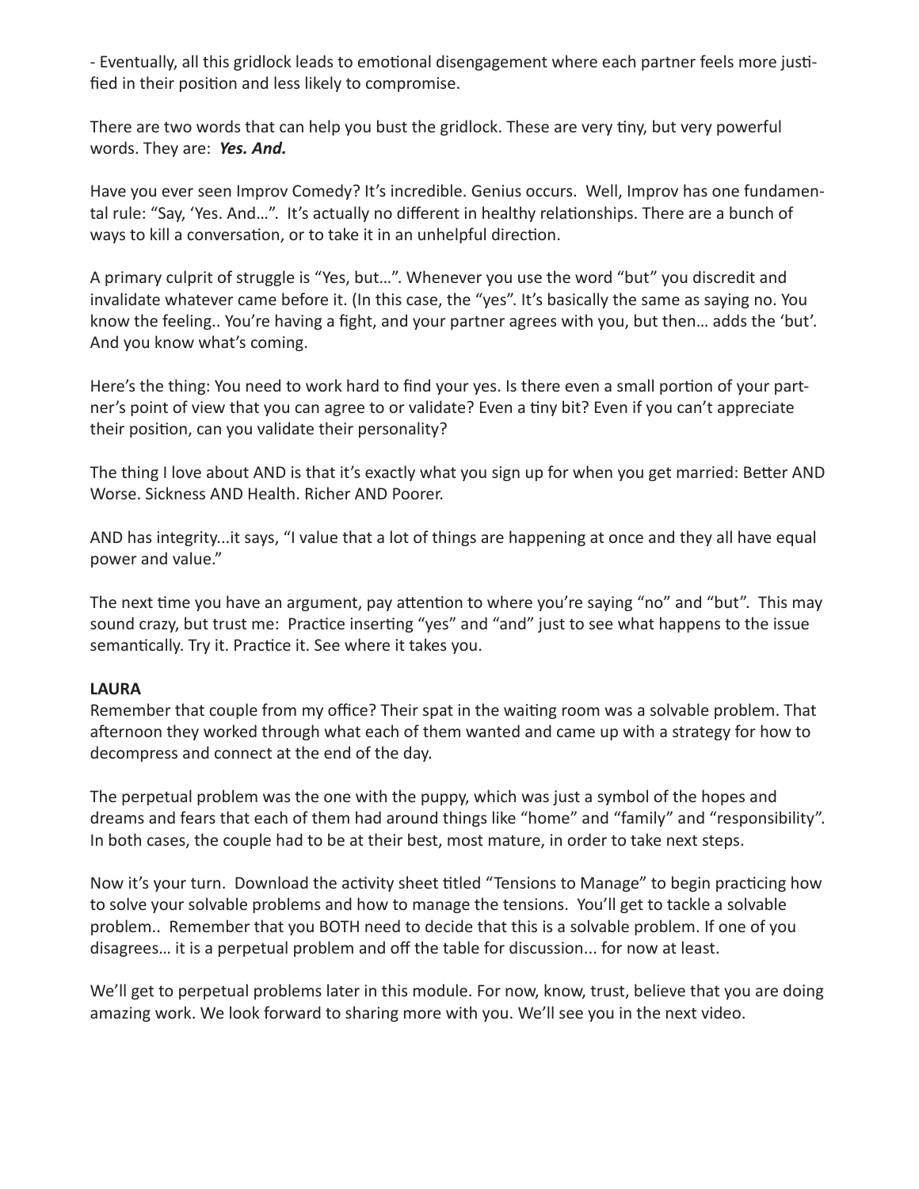- Eventually, all this gridlock leads to emotional disengagement where each partner feels more justified in their position and less likely to compromise.

There are two words that can help you bust the gridlock. These are very tiny, but very powerful words. They are: ***Yes. And.***

Have you ever seen Improv Comedy? It's incredible. Genius occurs. Well, Improv has one fundamental rule: "Say, 'Yes. And…". It's actually no different in healthy relationships. There are a bunch of ways to kill a conversation, or to take it in an unhelpful direction.

A primary culprit of struggle is "Yes, but…". Whenever you use the word "but" you discredit and invalidate whatever came before it. (In this case, the "yes". It's basically the same as saying no. You know the feeling.. You're having a fight, and your partner agrees with you, but then… adds the 'but'. And you know what's coming.

Here's the thing: You need to work hard to find your yes. Is there even a small portion of your partner's point of view that you can agree to or validate? Even a tiny bit? Even if you can't appreciate their position, can you validate their personality?

The thing I love about AND is that it's exactly what you sign up for when you get married: Better AND Worse. Sickness AND Health. Richer AND Poorer.

AND has integrity...it says, "I value that a lot of things are happening at once and they all have equal power and value."

The next time you have an argument, pay attention to where you're saying "no" and "but". This may sound crazy, but trust me: Practice inserting "yes" and "and" just to see what happens to the issue semantically. Try it. Practice it. See where it takes you.

**LAURA**

Remember that couple from my office? Their spat in the waiting room was a solvable problem. That afternoon they worked through what each of them wanted and came up with a strategy for how to decompress and connect at the end of the day.

The perpetual problem was the one with the puppy, which was just a symbol of the hopes and dreams and fears that each of them had around things like "home" and "family" and "responsibility". In both cases, the couple had to be at their best, most mature, in order to take next steps.

Now it's your turn. Download the activity sheet titled "Tensions to Manage" to begin practicing how to solve your solvable problems and how to manage the tensions. You'll get to tackle a solvable problem.. Remember that you BOTH need to decide that this is a solvable problem. If one of you disagrees… it is a perpetual problem and off the table for discussion... for now at least.

We'll get to perpetual problems later in this module. For now, know, trust, believe that you are doing amazing work. We look forward to sharing more with you. We'll see you in the next video.